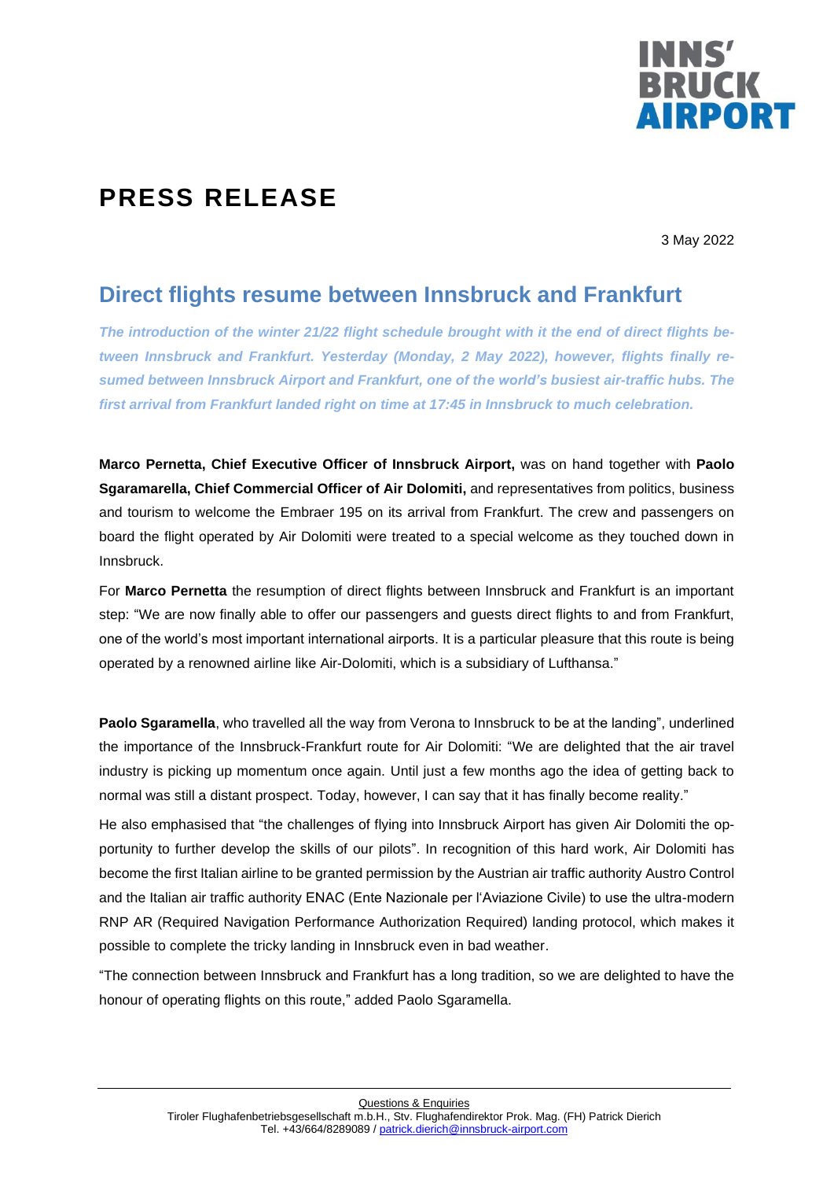# PRESS RELEASE

3 May 2022

## Direct flights resume between Innsbruck and Frankfurt

***The introduction of the winter 21/22 flight schedule brought with it the end of direct flights between Innsbruck and Frankfurt. Yesterday (Monday, 2 May 2022), however, flights finally resumed between Innsbruck Airport and Frankfurt, one of the world's busiest air-traffic hubs. The first arrival from Frankfurt landed right on time at 17:45 in Innsbruck to much celebration.***

**Marco Pernetta, Chief Executive Officer of Innsbruck Airport,** was on hand together with **Paolo Sgaramarella, Chief Commercial Officer of Air Dolomiti,** and representatives from politics, business and tourism to welcome the Embraer 195 on its arrival from Frankfurt. The crew and passengers on board the flight operated by Air Dolomiti were treated to a special welcome as they touched down in Innsbruck.

For **Marco Pernetta** the resumption of direct flights between Innsbruck and Frankfurt is an important step: "We are now finally able to offer our passengers and guests direct flights to and from Frankfurt, one of the world's most important international airports. It is a particular pleasure that this route is being operated by a renowned airline like Air-Dolomiti, which is a subsidiary of Lufthansa."

**Paolo Sgaramella**, who travelled all the way from Verona to Innsbruck to be at the landing", underlined the importance of the Innsbruck-Frankfurt route for Air Dolomiti: "We are delighted that the air travel industry is picking up momentum once again. Until just a few months ago the idea of getting back to normal was still a distant prospect. Today, however, I can say that it has finally become reality."

He also emphasised that "the challenges of flying into Innsbruck Airport has given Air Dolomiti the opportunity to further develop the skills of our pilots". In recognition of this hard work, Air Dolomiti has become the first Italian airline to be granted permission by the Austrian air traffic authority Austro Control and the Italian air traffic authority ENAC (Ente Nazionale per l'Aviazione Civile) to use the ultra-modern RNP AR (Required Navigation Performance Authorization Required) landing protocol, which makes it possible to complete the tricky landing in Innsbruck even in bad weather.

"The connection between Innsbruck and Frankfurt has a long tradition, so we are delighted to have the honour of operating flights on this route," added Paolo Sgaramella.

Questions & Enquiries
Tiroler Flughafenbetriebsgesellschaft m.b.H., Stv. Flughafendirektor Prok. Mag. (FH) Patrick Dierich
Tel. +43/664/8289089 / patrick.dierich@innsbruck-airport.com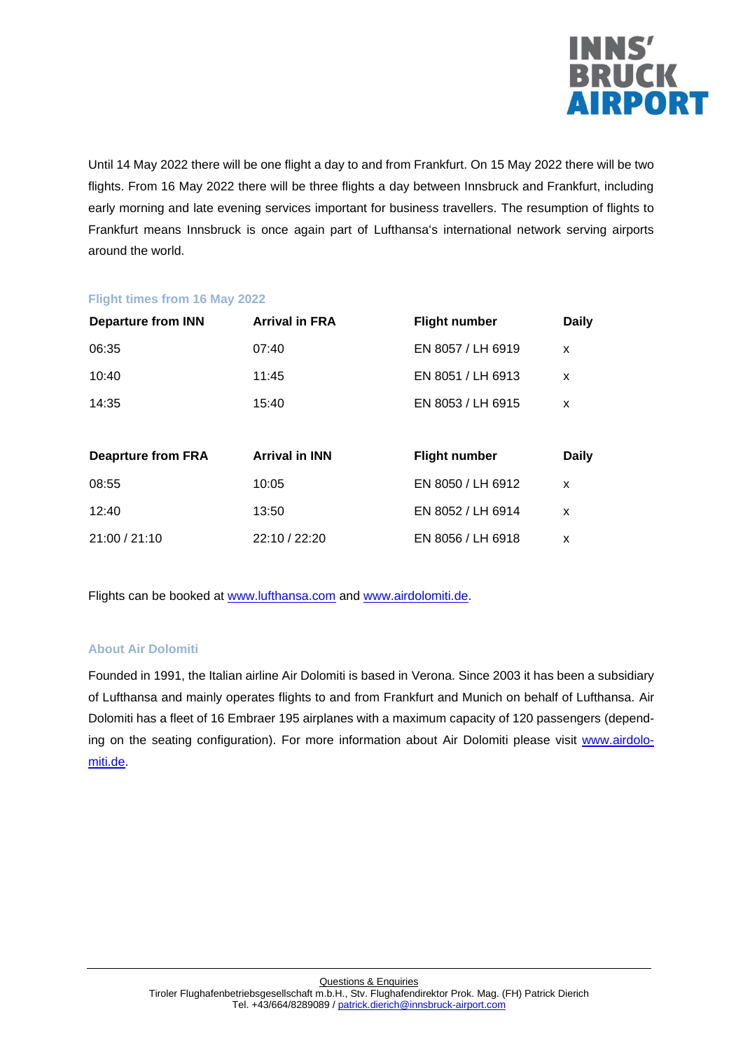Until 14 May 2022 there will be one flight a day to and from Frankfurt. On 15 May 2022 there will be two flights. From 16 May 2022 there will be three flights a day between Innsbruck and Frankfurt, including early morning and late evening services important for business travellers. The resumption of flights to Frankfurt means Innsbruck is once again part of Lufthansa's international network serving airports around the world.

### Flight times from 16 May 2022

| Departure from INN | Arrival in FRA | Flight number | Daily |
|---|---|---|---|
| 06:35 | 07:40 | EN 8057 / LH 6919 | x |
| 10:40 | 11:45 | EN 8051 / LH 6913 | x |
| 14:35 | 15:40 | EN 8053 / LH 6915 | x |

| Deaprture from FRA | Arrival in INN | Flight number | Daily |
|---|---|---|---|
| 08:55 | 10:05 | EN 8050 / LH 6912 | x |
| 12:40 | 13:50 | EN 8052 / LH 6914 | x |
| 21:00 / 21:10 | 22:10 / 22:20 | EN 8056 / LH 6918 | x |

Flights can be booked at www.lufthansa.com and www.airdolomiti.de.

### About Air Dolomiti

Founded in 1991, the Italian airline Air Dolomiti is based in Verona. Since 2003 it has been a subsidiary of Lufthansa and mainly operates flights to and from Frankfurt and Munich on behalf of Lufthansa. Air Dolomiti has a fleet of 16 Embraer 195 airplanes with a maximum capacity of 120 passengers (depending on the seating configuration). For more information about Air Dolomiti please visit www.airdolomiti.de.

Questions & Enquiries
Tiroler Flughafenbetriebsgesellschaft m.b.H., Stv. Flughafendirektor Prok. Mag. (FH) Patrick Dierich
Tel. +43/664/8289089 / patrick.dierich@innsbruck-airport.com